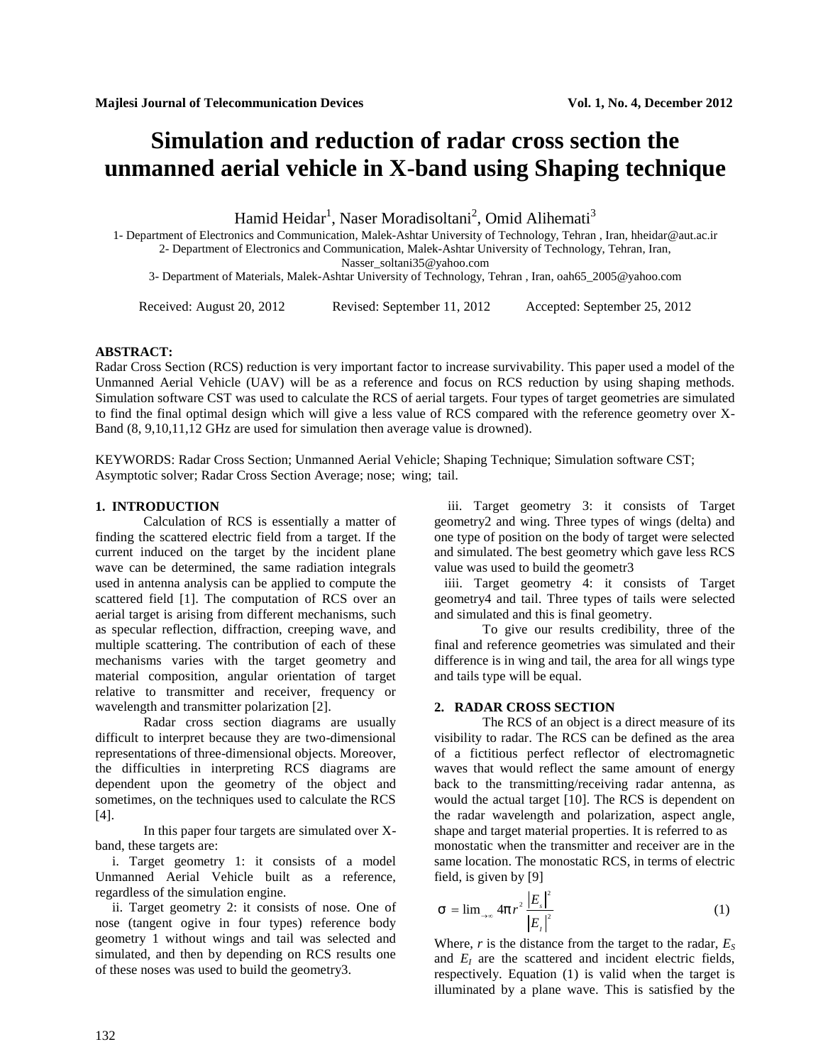# Simulation and reduction of radar cross section the unmanned aerial vehicle in X-band using Shaping technique

Hamid Heidar[1], Naser Moradisoltani[2], Omid Alihemati[3]

1- Department of Electronics and Communication, Malek-Ashtar University of Technology, Tehran , Iran, hheidar@aut.ac.ir
2- Department of Electronics and Communication, Malek-Ashtar University of Technology, Tehran, Iran, Nasser_soltani35@yahoo.com
3- Department of Materials, Malek-Ashtar University of Technology, Tehran , Iran, oah65_2005@yahoo.com

Received: August 20, 2012 Revised: September 11, 2012 Accepted: September 25, 2012

**ABSTRACT:**
Radar Cross Section (RCS) reduction is very important factor to increase survivability. This paper used a model of the Unmanned Aerial Vehicle (UAV) will be as a reference and focus on RCS reduction by using shaping methods. Simulation software CST was used to calculate the RCS of aerial targets. Four types of target geometries are simulated to find the final optimal design which will give a less value of RCS compared with the reference geometry over X-Band (8, 9,10,11,12 GHz are used for simulation then average value is drowned).

KEYWORDS: Radar Cross Section; Unmanned Aerial Vehicle; Shaping Technique; Simulation software CST; Asymptotic solver; Radar Cross Section Average; nose; wing; tail.

## 1. INTRODUCTION

Calculation of RCS is essentially a matter of finding the scattered electric field from a target. If the current induced on the target by the incident plane wave can be determined, the same radiation integrals used in antenna analysis can be applied to compute the scattered field [1]. The computation of RCS over an aerial target is arising from different mechanisms, such as specular reflection, diffraction, creeping wave, and multiple scattering. The contribution of each of these mechanisms varies with the target geometry and material composition, angular orientation of target relative to transmitter and receiver, frequency or wavelength and transmitter polarization [2].

Radar cross section diagrams are usually difficult to interpret because they are two-dimensional representations of three-dimensional objects. Moreover, the difficulties in interpreting RCS diagrams are dependent upon the geometry of the object and sometimes, on the techniques used to calculate the RCS [4].

In this paper four targets are simulated over X-band, these targets are:

i. Target geometry 1: it consists of a model Unmanned Aerial Vehicle built as a reference, regardless of the simulation engine.

ii. Target geometry 2: it consists of nose. One of nose (tangent ogive in four types) reference body geometry 1 without wings and tail was selected and simulated, and then by depending on RCS results one of these noses was used to build the geometry3.

iii. Target geometry 3: it consists of Target geometry2 and wing. Three types of wings (delta) and one type of position on the body of target were selected and simulated. The best geometry which gave less RCS value was used to build the geometr3

iiii. Target geometry 4: it consists of Target geometry4 and tail. Three types of tails were selected and simulated and this is final geometry.

To give our results credibility, three of the final and reference geometries was simulated and their difference is in wing and tail, the area for all wings type and tails type will be equal.

## 2. RADAR CROSS SECTION

The RCS of an object is a direct measure of its visibility to radar. The RCS can be defined as the area of a fictitious perfect reflector of electromagnetic waves that would reflect the same amount of energy back to the transmitting/receiving radar antenna, as would the actual target [10]. The RCS is dependent on the radar wavelength and polarization, aspect angle, shape and target material properties. It is referred to as monostatic when the transmitter and receiver are in the same location. The monostatic RCS, in terms of electric field, is given by [9]

$$\sigma = \lim_{r \to \infty} 4\pi r^2 \frac{|E_s|^2}{|E_I|^2} \qquad (1)$$

Where, $r$ is the distance from the target to the radar, $E_S$ and $E_I$ are the scattered and incident electric fields, respectively. Equation (1) is valid when the target is illuminated by a plane wave. This is satisfied by the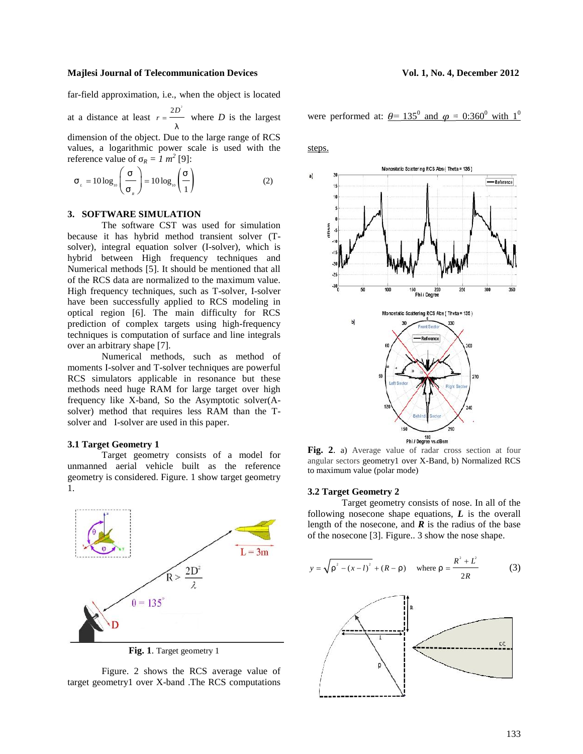far-field approximation, i.e., when the object is located at a distance at least $r = \frac{2D^2}{\lambda}$ where $D$ is the largest dimension of the object. Due to the large range of RCS values, a logarithmic power scale is used with the reference value of $\sigma_R = 1\ m^2$ [9]:

$$\sigma_L = 10\log_{10}\left(\frac{\sigma}{\sigma_R}\right) = 10\log_{10}\left(\frac{\sigma}{1}\right) \qquad (2)$$

## 3. SOFTWARE SIMULATION

The software CST was used for simulation because it has hybrid method transient solver (T-solver), integral equation solver (I-solver), which is hybrid between High frequency techniques and Numerical methods [5]. It should be mentioned that all of the RCS data are normalized to the maximum value. High frequency techniques, such as T-solver, I-solver have been successfully applied to RCS modeling in optical region [6]. The main difficulty for RCS prediction of complex targets using high-frequency techniques is computation of surface and line integrals over an arbitrary shape [7].

Numerical methods, such as method of moments I-solver and T-solver techniques are powerful RCS simulators applicable in resonance but these methods need huge RAM for large target over high frequency like X-band, So the Asymptotic solver(A-solver) method that requires less RAM than the T-solver and I-solver are used in this paper.

### 3.1 Target Geometry 1

Target geometry consists of a model for unmanned aerial vehicle built as the reference geometry is considered. Figure. 1 show target geometry 1.

**Fig. 1**. Target geometry 1

Figure. 2 shows the RCS average value of target geometry1 over X-band .The RCS computations were performed at: $\theta = 135^0$ and $\varphi = 0{:}360^0$ with $1^0$ steps.

**Fig. 2**. a) Average value of radar cross section at four angular sectors geometry1 over X-Band, b) Normalized RCS to maximum value (polar mode)

### 3.2 Target Geometry 2

Target geometry consists of nose. In all of the following nosecone shape equations, ***L*** is the overall length of the nosecone, and ***R*** is the radius of the base of the nosecone [3]. Figure.. 3 show the nose shape.

$$y = \sqrt{\rho^2 - (x-l)^2} + (R - \rho) \quad \text{where } \rho = \frac{R^2 + L^2}{2R} \qquad (3)$$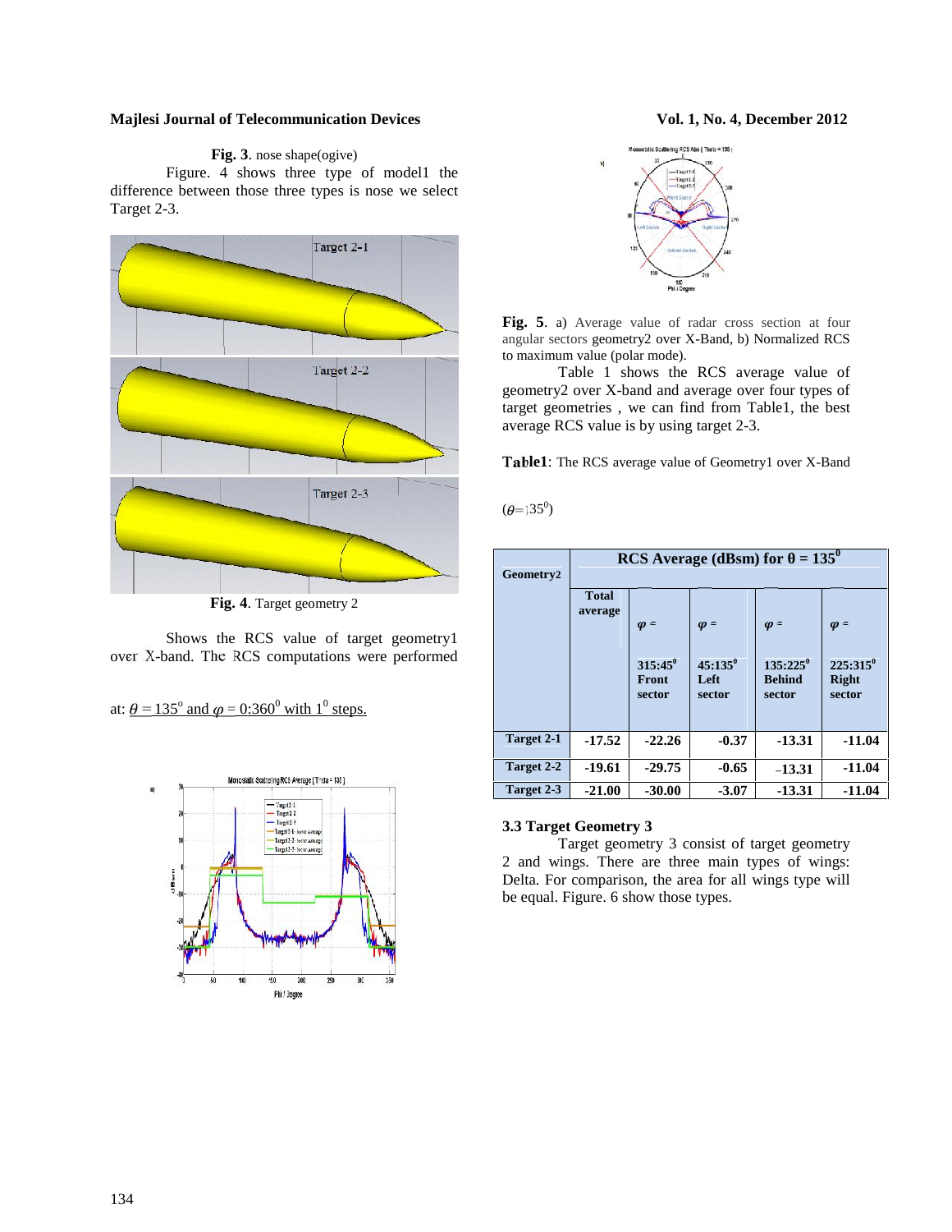**Fig. 3**. nose shape(ogive)

Figure. 4 shows three type of model1 the difference between those three types is nose we select Target 2-3.

**Fig. 4**. Target geometry 2

Shows the RCS value of target geometry1 over X-band. The RCS computations were performed at: $\theta = 135^{o}$ and $\varphi = 0{:}360^{0}$ with $1^{0}$ steps.

**Fig. 5**. a) Average value of radar cross section at four angular sectors geometry2 over X-Band, b) Normalized RCS to maximum value (polar mode).

Table 1 shows the RCS average value of geometry2 over X-band and average over four types of target geometries , we can find from Table1, the best average RCS value is by using target 2-3.

**Table1**: The RCS average value of Geometry1 over X-Band ($\theta$=135$^{0}$)

| Geometry2 | RCS Average (dBsm) for $\theta$ = 135$^{0}$ | | | | |
|---|---|---|---|---|---|
| | Total average | $\varphi$ = 315:45$^{0}$ Front sector | $\varphi$ = 45:135$^{0}$ Left sector | $\varphi$ = 135:225$^{0}$ Behind sector | $\varphi$ = 225:315$^{0}$ Right sector |
| Target 2-1 | -17.52 | -22.26 | -0.37 | -13.31 | -11.04 |
| Target 2-2 | -19.61 | -29.75 | -0.65 | -13.31 | -11.04 |
| Target 2-3 | -21.00 | -30.00 | -3.07 | -13.31 | -11.04 |

### 3.3 Target Geometry 3

Target geometry 3 consist of target geometry 2 and wings. There are three main types of wings: Delta. For comparison, the area for all wings type will be equal. Figure. 6 show those types.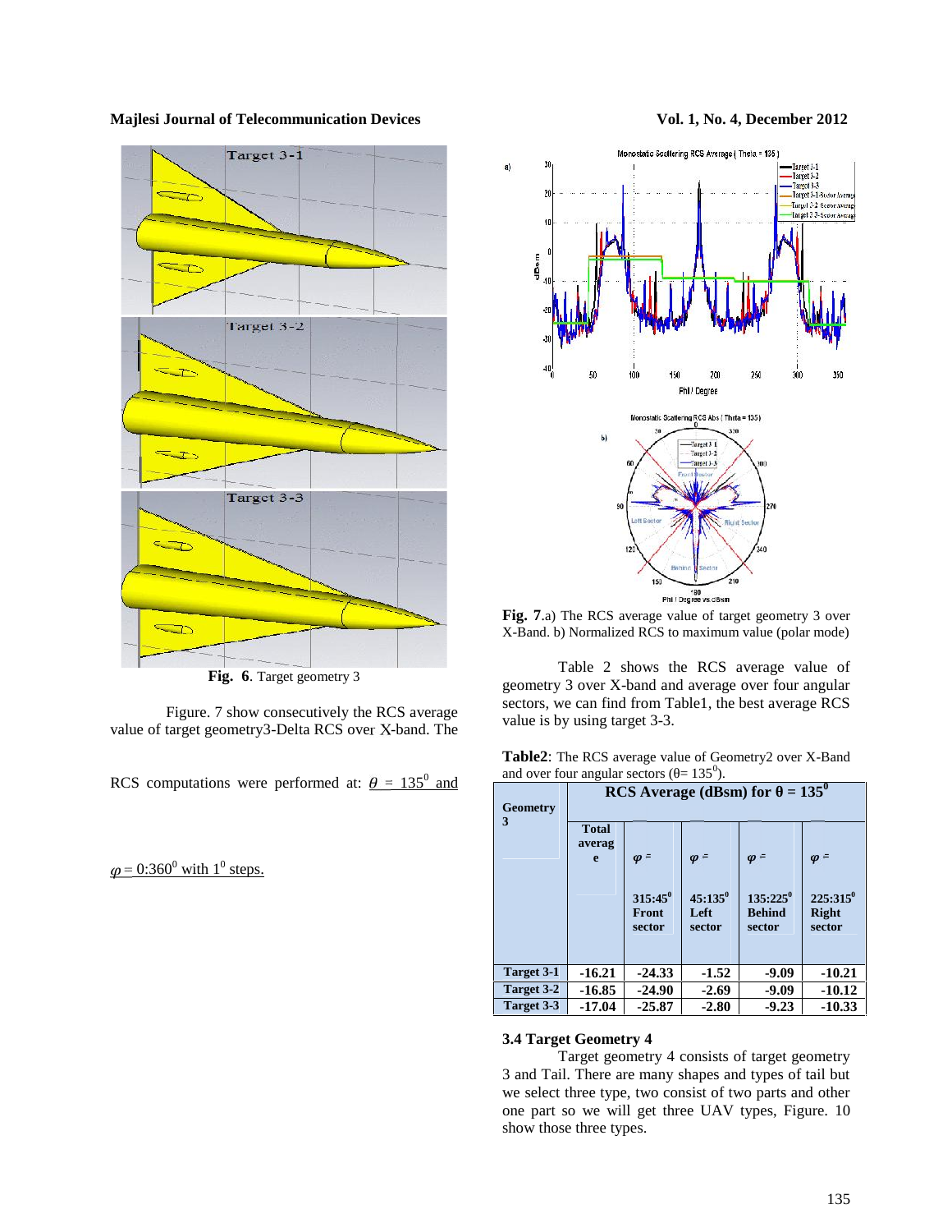**Fig. 6**. Target geometry 3

Figure. 7 show consecutively the RCS average value of target geometry3-Delta RCS over X-band. The RCS computations were performed at: $\theta = 135^0$ and $\varphi = 0{:}360^0$ with $1^0$ steps.

**Fig. 7**.a) The RCS average value of target geometry 3 over X-Band. b) Normalized RCS to maximum value (polar mode)

Table 2 shows the RCS average value of geometry 3 over X-band and average over four angular sectors, we can find from Table1, the best average RCS value is by using target 3-3.

**Table2**: The RCS average value of Geometry2 over X-Band and over four angular sectors ($\theta = 135^0$).

| Geometry 3 | RCS Average (dBsm) for $\theta = 135^0$ | | | | |
|---|---|---|---|---|---|
| | Total average | $\varphi = 315{:}45^0$ Front sector | $\varphi = 45{:}135^0$ Left sector | $\varphi = 135{:}225^0$ Behind sector | $\varphi = 225{:}315^0$ Right sector |
| Target 3-1 | -16.21 | -24.33 | -1.52 | -9.09 | -10.21 |
| Target 3-2 | -16.85 | -24.90 | -2.69 | -9.09 | -10.12 |
| Target 3-3 | -17.04 | -25.87 | -2.80 | -9.23 | -10.33 |

### 3.4 Target Geometry 4

Target geometry 4 consists of target geometry 3 and Tail. There are many shapes and types of tail but we select three type, two consist of two parts and other one part so we will get three UAV types, Figure. 10 show those three types.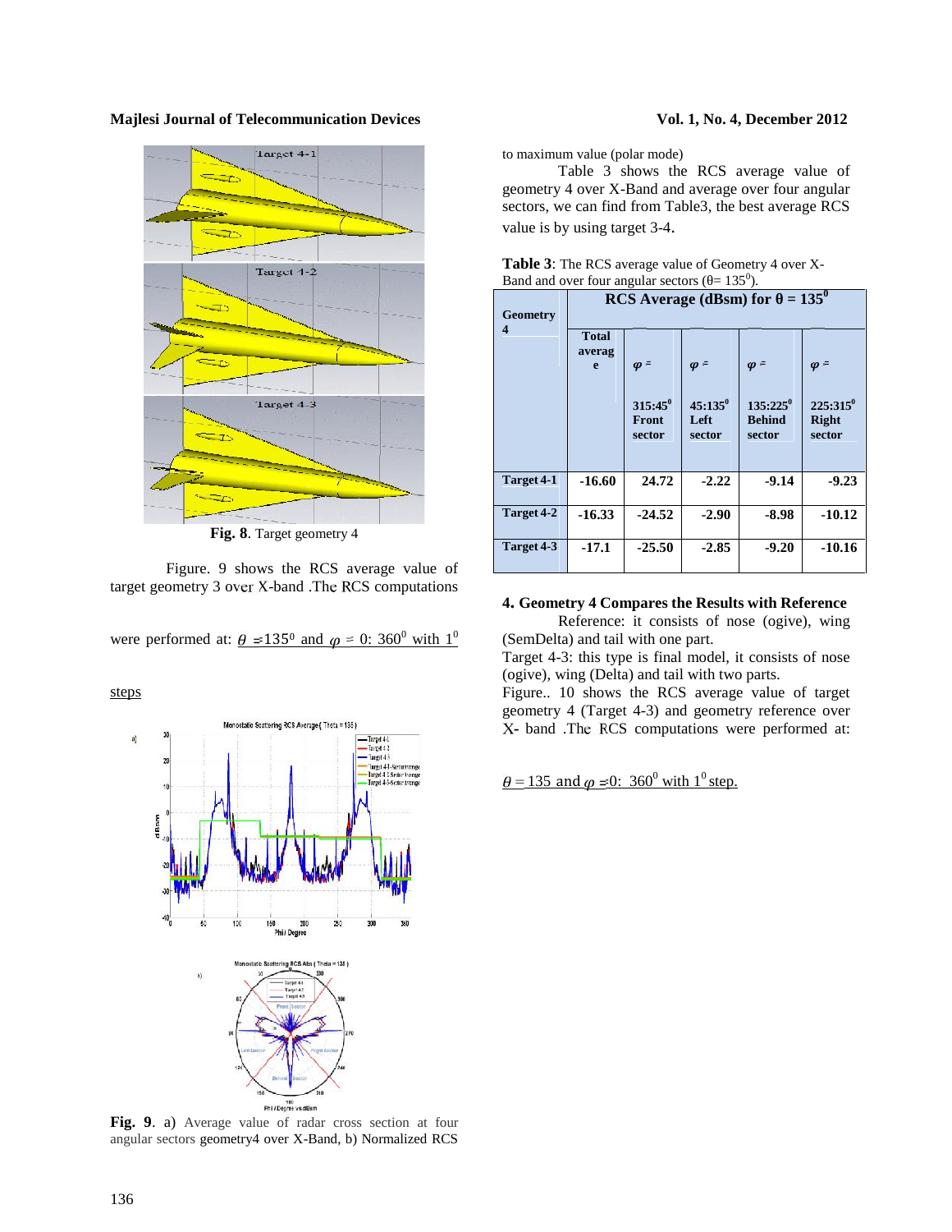Fig. 8. Target geometry 4

Figure. 9 shows the RCS average value of target geometry 3 over X-band .The RCS computations were performed at: $\theta = 135^0$ and $\varphi = 0{:}\ 360^0$ with $1^0$ steps

**Fig. 9**. a) Average value of radar cross section at four angular sectors geometry4 over X-Band, b) Normalized RCS to maximum value (polar mode)

Table 3 shows the RCS average value of geometry 4 over X-Band and average over four angular sectors, we can find from Table3, the best average RCS value is by using target 3-4.

**Table 3**: The RCS average value of Geometry 4 over X-Band and over four angular sectors ($\theta = 135^0$).

| Geometry 4 | RCS Average (dBsm) for $\theta = 135^0$ | | | | |
|---|---|---|---|---|---|
| | Total average | $\varphi =$ 315:45$^0$ Front sector | $\varphi =$ 45:135$^0$ Left sector | $\varphi =$ 135:225$^0$ Behind sector | $\varphi =$ 225:315$^0$ Right sector |
| Target 4-1 | -16.60 | 24.72 | -2.22 | -9.14 | -9.23 |
| Target 4-2 | -16.33 | -24.52 | -2.90 | -8.98 | -10.12 |
| Target 4-3 | -17.1 | -25.50 | -2.85 | -9.20 | -10.16 |

## 4. Geometry 4 Compares the Results with Reference

Reference: it consists of nose (ogive), wing (SemDelta) and tail with one part.

Target 4-3: this type is final model, it consists of nose (ogive), wing (Delta) and tail with two parts.

Figure.. 10 shows the RCS average value of target geometry 4 (Target 4-3) and geometry reference over X- band .The RCS computations were performed at:

$\theta = 135$ and $\varphi = 0{:}\ 360^0$ with $1^0$ step.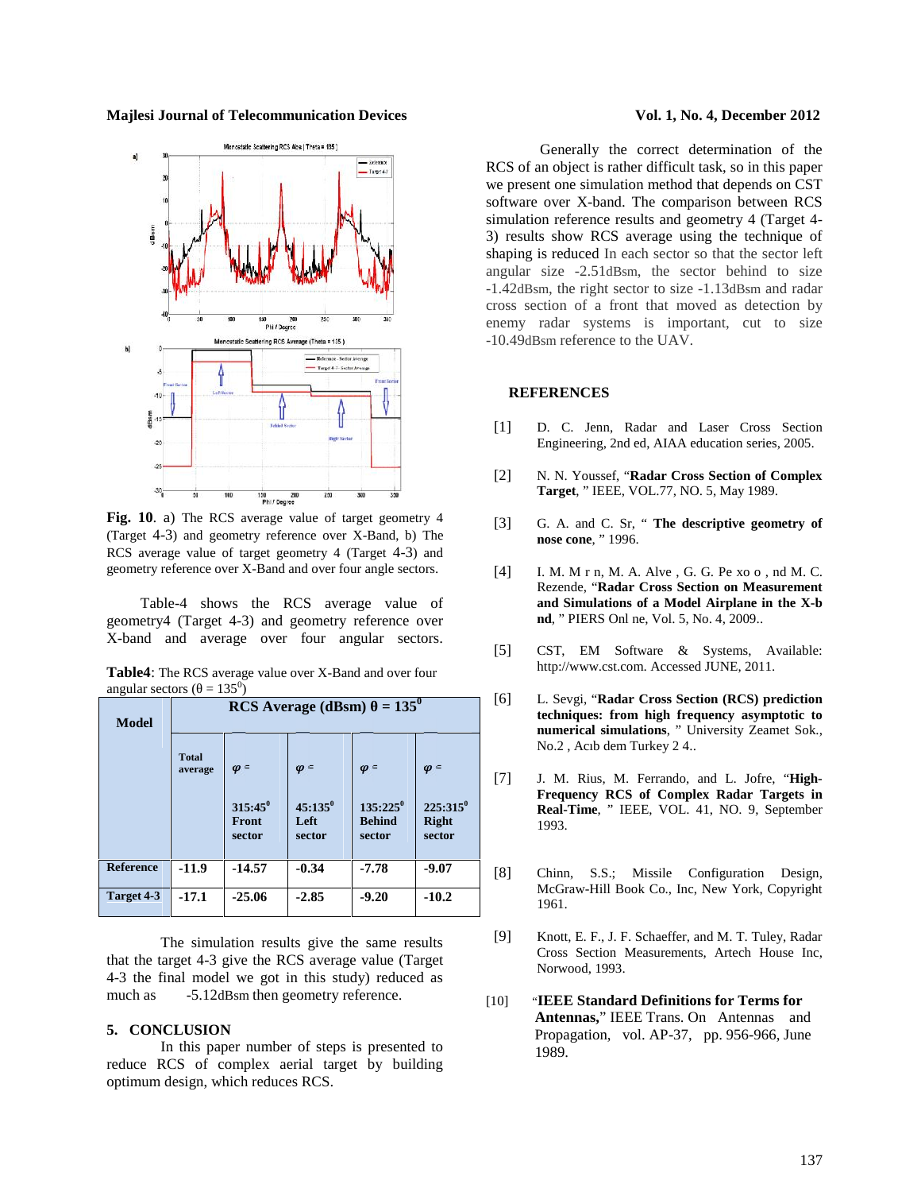a)

Monostatic Scattering RCS Abs ( Theta = 135 )

Reference

Target 4-3

dBsm

Phi / Degree

b)

Monostatic Scattering RCS Average (Theta = 135 )

Reference - Sector Average

Target 4-3 - Sector Average

Front Sector

Left Sector

Behind Sector

Right Sector

Front Sector

dBsm

Phi / Degree

**Fig. 10**. a) The RCS average value of target geometry 4 (Target 4-3) and geometry reference over X-Band, b) The RCS average value of target geometry 4 (Target 4-3) and geometry reference over X-Band and over four angle sectors.

Table-4 shows the RCS average value of geometry4 (Target 4-3) and geometry reference over X-band and average over four angular sectors.

**Table4**: The RCS average value over X-Band and over four angular sectors ($\theta = 135^0$)

| Model | RCS Average (dBsm) $\theta = 135^0$ | | | | |
|---|---|---|---|---|---|
| | Total average | $\varphi$ = 315:45$^0$ Front sector | $\varphi$ = 45:135$^0$ Left sector | $\varphi$ = 135:225$^0$ Behind sector | $\varphi$ = 225:315$^0$ Right sector |
| Reference | -11.9 | -14.57 | -0.34 | -7.78 | -9.07 |
| Target 4-3 | -17.1 | -25.06 | -2.85 | -9.20 | -10.2 |

The simulation results give the same results that the target 4-3 give the RCS average value (Target 4-3 the final model we got in this study) reduced as much as -5.12dBsm then geometry reference.

## 5. CONCLUSION

In this paper number of steps is presented to reduce RCS of complex aerial target by building optimum design, which reduces RCS.

Generally the correct determination of the RCS of an object is rather difficult task, so in this paper we present one simulation method that depends on CST software over X-band. The comparison between RCS simulation reference results and geometry 4 (Target 4-3) results show RCS average using the technique of shaping is reduced In each sector so that the sector left angular size -2.51dBsm, the sector behind to size -1.42dBsm, the right sector to size -1.13dBsm and radar cross section of a front that moved as detection by enemy radar systems is important, cut to size -10.49dBsm reference to the UAV.

## REFERENCES

[1] D. C. Jenn, Radar and Laser Cross Section Engineering, 2nd ed, AIAA education series, 2005.

[2] N. N. Youssef, "**Radar Cross Section of Complex Target**, " IEEE, VOL.77, NO. 5, May 1989.

[3] G. A. and C. Sr, " **The descriptive geometry of nose cone**, " 1996.

[4] I. M. M r n, M. A. Alve , G. G. Pe xo o , nd M. C. Rezende, "**Radar Cross Section on Measurement and Simulations of a Model Airplane in the X-b nd**, " PIERS Onl ne, Vol. 5, No. 4, 2009..

[5] CST, EM Software & Systems, Available: http://www.cst.com. Accessed JUNE, 2011.

[6] L. Sevgi, "**Radar Cross Section (RCS) prediction techniques: from high frequency asymptotic to numerical simulations**, " University Zeamet Sok., No.2 , Acıb dem Turkey 2 4..

[7] J. M. Rius, M. Ferrando, and L. Jofre, "**High-Frequency RCS of Complex Radar Targets in Real-Time**, " IEEE, VOL. 41, NO. 9, September 1993.

[8] Chinn, S.S.; Missile Configuration Design, McGraw-Hill Book Co., Inc, New York, Copyright 1961.

[9] Knott, E. F., J. F. Schaeffer, and M. T. Tuley, Radar Cross Section Measurements, Artech House Inc, Norwood, 1993.

[10] "**IEEE Standard Definitions for Terms for Antennas,**" IEEE Trans. On Antennas and Propagation, vol. AP-37, pp. 956-966, June 1989.